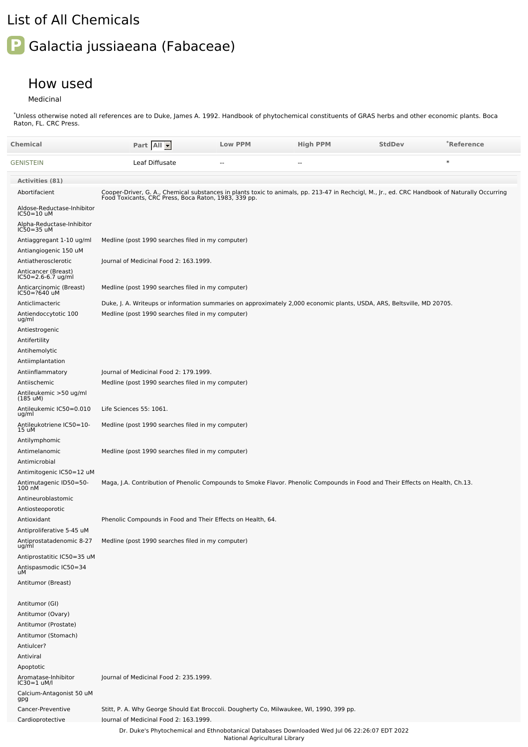# List of All Chemicals

## P Galactia jussiaeana (Fabaceae)

### How used

Medicinal

*Unless otherwise noted all references are to Duke, James A. 1992. Handbook of phytochemical constituents of GRAS herbs and other economic plants. Boca Raton, FL. CRC Press.

| Chemical | Part All | Low PPM | High PPM | StdDev | *Reference |
|---|---|---|---|---|---|
| GENISTEIN | Leaf Diffusate | -- | -- | | * |

**Activities (81)**

| Activity | Reference |
|---|---|
| Abortifacient | Cooper-Driver, G. A., Chemical substances in plants toxic to animals, pp. 213-47 in Rechcigl, M., Jr., ed. CRC Handbook of Naturally Occurring Food Toxicants, CRC Press, Boca Raton, 1983, 339 pp. |
| Aldose-Reductase-Inhibitor IC50=10 uM | |
| Alpha-Reductase-Inhibitor IC50=35 uM | |
| Antiaggregant 1-10 ug/ml | Medline (post 1990 searches filed in my computer) |
| Antiangiogenic 150 uM | |
| Antiatherosclerotic | Journal of Medicinal Food 2: 163.1999. |
| Anticancer (Breast) IC50=2.6-6.7 ug/ml | |
| Anticarcinomic (Breast) IC50=?640 uM | Medline (post 1990 searches filed in my computer) |
| Anticlimacteric | Duke, J. A. Writeups or information summaries on approximately 2,000 economic plants, USDA, ARS, Beltsville, MD 20705. |
| Antiendoccytotic 100 ug/ml | Medline (post 1990 searches filed in my computer) |
| Antiestrogenic | |
| Antifertility | |
| Antihemolytic | |
| Antiimplantation | |
| Antiinflammatory | Journal of Medicinal Food 2: 179.1999. |
| Antiischemic | Medline (post 1990 searches filed in my computer) |
| Antileukemic >50 ug/ml (185 uM) | |
| Antileukemic IC50=0.010 ug/ml | Life Sciences 55: 1061. |
| Antileukotriene IC50=10-15 uM | Medline (post 1990 searches filed in my computer) |
| Antilymphomic | |
| Antimelanomic | Medline (post 1990 searches filed in my computer) |
| Antimicrobial | |
| Antimitogenic IC50=12 uM | |
| Antimutagenic ID50=50-100 nM | Maga, J.A. Contribution of Phenolic Compounds to Smoke Flavor. Phenolic Compounds in Food and Their Effects on Health, Ch.13. |
| Antineuroblastomic | |
| Antiosteoporotic | |
| Antioxidant | Phenolic Compounds in Food and Their Effects on Health, 64. |
| Antiproliferative 5-45 uM | |
| Antiprostatadenomic 8-27 ug/ml | Medline (post 1990 searches filed in my computer) |
| Antiprostatitic IC50=35 uM | |
| Antispasmodic IC50=34 uM | |
| Antitumor (Breast) | |
| Antitumor (GI) | |
| Antitumor (Ovary) | |
| Antitumor (Prostate) | |
| Antitumor (Stomach) | |
| Antiulcer? | |
| Antiviral | |
| Apoptotic | |
| Aromatase-Inhibitor IC30=1 uM/l | Journal of Medicinal Food 2: 235.1999. |
| Calcium-Antagonist 50 uM gpg | |
| Cancer-Preventive | Stitt, P. A. Why George Should Eat Broccoli. Dougherty Co, Milwaukee, WI, 1990, 399 pp. |
| Cardioprotective | Journal of Medicinal Food 2: 163.1999. |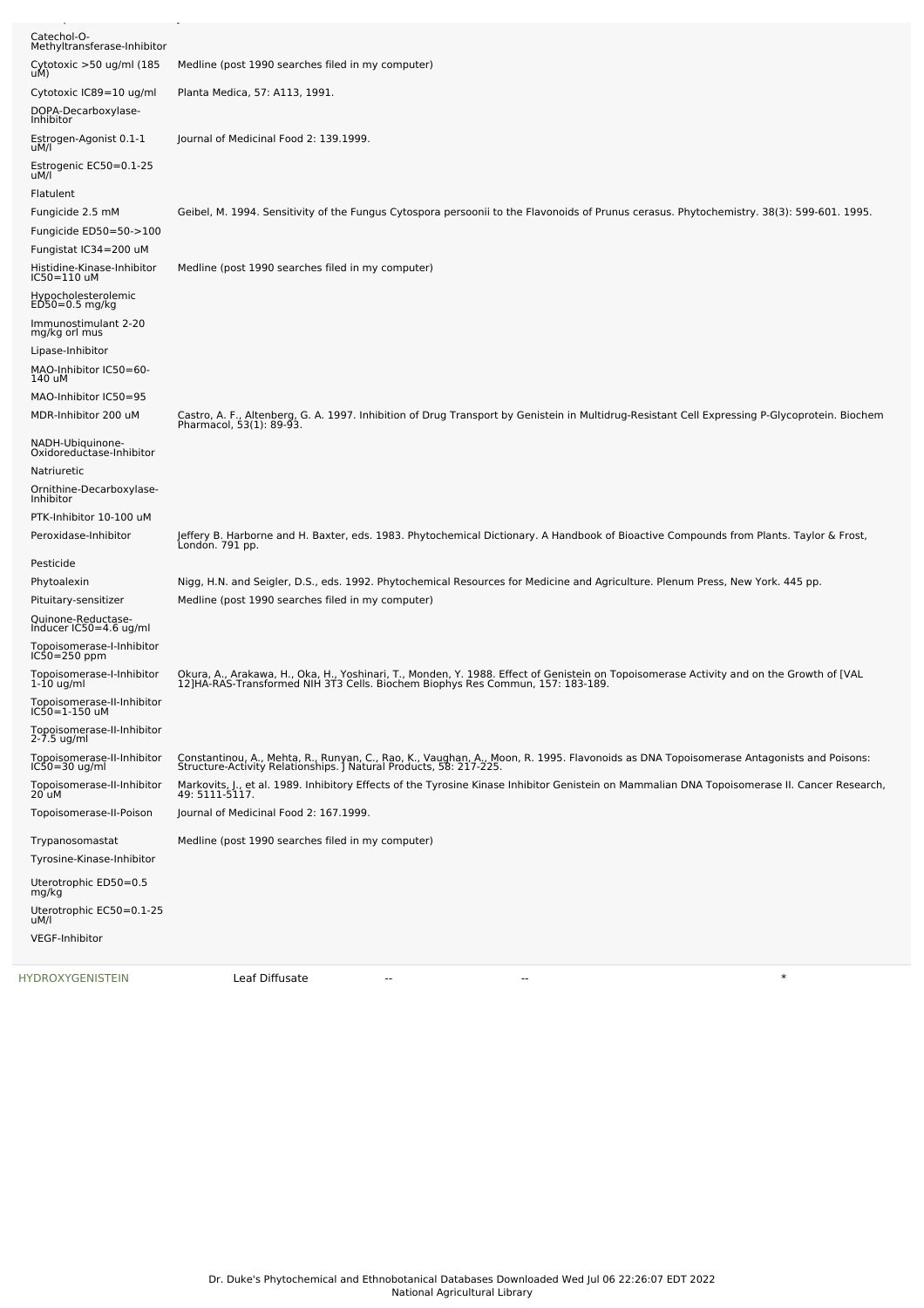| | |
|---|---|
| Catechol-O-Methyltransferase-Inhibitor | |
| Cytotoxic >50 ug/ml (185 uM) | Medline (post 1990 searches filed in my computer) |
| Cytotoxic IC89=10 ug/ml | Planta Medica, 57: A113, 1991. |
| DOPA-Decarboxylase-Inhibitor | |
| Estrogen-Agonist 0.1-1 uM/l | Journal of Medicinal Food 2: 139.1999. |
| Estrogenic EC50=0.1-25 uM/l | |
| Flatulent | |
| Fungicide 2.5 mM | Geibel, M. 1994. Sensitivity of the Fungus Cytospora persoonii to the Flavonoids of Prunus cerasus. Phytochemistry. 38(3): 599-601. 1995. |
| Fungicide ED50=50->100 | |
| Fungistat IC34=200 uM | |
| Histidine-Kinase-Inhibitor IC50=110 uM | Medline (post 1990 searches filed in my computer) |
| Hypocholesterolemic ED50=0.5 mg/kg | |
| Immunostimulant 2-20 mg/kg orl mus | |
| Lipase-Inhibitor | |
| MAO-Inhibitor IC50=60-140 uM | |
| MAO-Inhibitor IC50=95 | |
| MDR-Inhibitor 200 uM | Castro, A. F., Altenberg, G. A. 1997. Inhibition of Drug Transport by Genistein in Multidrug-Resistant Cell Expressing P-Glycoprotein. Biochem Pharmacol, 53(1): 89-93. |
| NADH-Ubiquinone-Oxidoreductase-Inhibitor | |
| Natriuretic | |
| Ornithine-Decarboxylase-Inhibitor | |
| PTK-Inhibitor 10-100 uM | |
| Peroxidase-Inhibitor | Jeffery B. Harborne and H. Baxter, eds. 1983. Phytochemical Dictionary. A Handbook of Bioactive Compounds from Plants. Taylor & Frost, London. 791 pp. |
| Pesticide | |
| Phytoalexin | Nigg, H.N. and Seigler, D.S., eds. 1992. Phytochemical Resources for Medicine and Agriculture. Plenum Press, New York. 445 pp. |
| Pituitary-sensitizer | Medline (post 1990 searches filed in my computer) |
| Quinone-Reductase-Inducer IC50=4.6 ug/ml | |
| Topoisomerase-I-Inhibitor IC50=250 ppm | |
| Topoisomerase-I-Inhibitor 1-10 ug/ml | Okura, A., Arakawa, H., Oka, H., Yoshinari, T., Monden, Y. 1988. Effect of Genistein on Topoisomerase Activity and on the Growth of [VAL 12]HA-RAS-Transformed NIH 3T3 Cells. Biochem Biophys Res Commun, 157: 183-189. |
| Topoisomerase-II-Inhibitor IC50=1-150 uM | |
| Topoisomerase-II-Inhibitor 2-7.5 ug/ml | |
| Topoisomerase-II-Inhibitor IC50=30 ug/ml | Constantinou, A., Mehta, R., Runyan, C., Rao, K., Vaughan, A., Moon, R. 1995. Flavonoids as DNA Topoisomerase Antagonists and Poisons: Structure-Activity Relationships. J Natural Products, 58: 217-225. |
| Topoisomerase-II-Inhibitor 20 uM | Markovits, J., et al. 1989. Inhibitory Effects of the Tyrosine Kinase Inhibitor Genistein on Mammalian DNA Topoisomerase II. Cancer Research, 49: 5111-5117. |
| Topoisomerase-II-Poison | Journal of Medicinal Food 2: 167.1999. |
| Trypanosomastat | Medline (post 1990 searches filed in my computer) |
| Tyrosine-Kinase-Inhibitor | |
| Uterotrophic ED50=0.5 mg/kg | |
| Uterotrophic EC50=0.1-25 uM/l | |
| VEGF-Inhibitor | |

| | | | | |
|---|---|---|---|---|
| HYDROXYGENISTEIN | Leaf Diffusate | -- | -- | * |